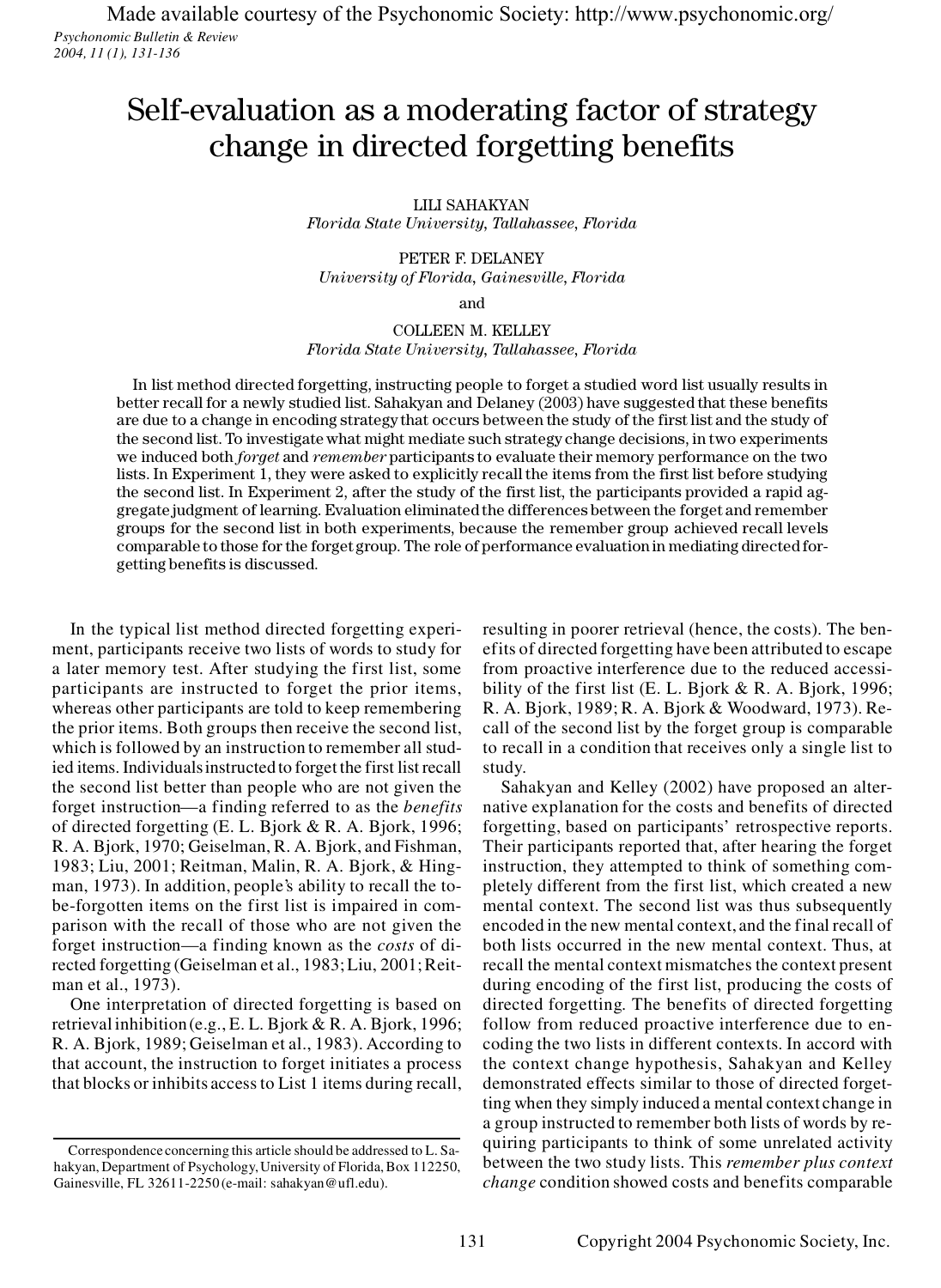Made available courtesy of the Psychonomic Society: http://www.psychonomic.org/

# Self-evaluation as a moderating factor of strategy change in directed forgetting benefits

LILI SAHAKYAN
*Florida State University, Tallahassee, Florida*

PETER F. DELANEY
*University of Florida, Gainesville, Florida*

and

COLLEEN M. KELLEY
*Florida State University, Tallahassee, Florida*

In list method directed forgetting, instructing people to forget a studied word list usually results in better recall for a newly studied list. Sahakyan and Delaney (2003) have suggested that these benefits are due to a change in encoding strategy that occurs between the study of the first list and the study of the second list. To investigate what might mediate such strategy change decisions, in two experiments we induced both *forget* and *remember* participants to evaluate their memory performance on the two lists. In Experiment 1, they were asked to explicitly recall the items from the first list before studying the second list. In Experiment 2, after the study of the first list, the participants provided a rapid aggregate judgment of learning. Evaluation eliminated the differences between the forget and remember groups for the second list in both experiments, because the remember group achieved recall levels comparable to those for the forget group. The role of performance evaluation in mediating directed forgetting benefits is discussed.

In the typical list method directed forgetting experiment, participants receive two lists of words to study for a later memory test. After studying the first list, some participants are instructed to forget the prior items, whereas other participants are told to keep remembering the prior items. Both groups then receive the second list, which is followed by an instruction to remember all studied items. Individuals instructed to forget the first list recall the second list better than people who are not given the forget instruction—a finding referred to as the *benefits* of directed forgetting (E. L. Bjork & R. A. Bjork, 1996; R. A. Bjork, 1970; Geiselman, R. A. Bjork, and Fishman, 1983; Liu, 2001; Reitman, Malin, R. A. Bjork, & Hingman, 1973). In addition, people's ability to recall the to-be-forgotten items on the first list is impaired in comparison with the recall of those who are not given the forget instruction—a finding known as the *costs* of directed forgetting (Geiselman et al., 1983; Liu, 2001; Reitman et al., 1973).

One interpretation of directed forgetting is based on retrieval inhibition (e.g., E. L. Bjork & R. A. Bjork, 1996; R. A. Bjork, 1989; Geiselman et al., 1983). According to that account, the instruction to forget initiates a process that blocks or inhibits access to List 1 items during recall, resulting in poorer retrieval (hence, the costs). The benefits of directed forgetting have been attributed to escape from proactive interference due to the reduced accessibility of the first list (E. L. Bjork & R. A. Bjork, 1996; R. A. Bjork, 1989; R. A. Bjork & Woodward, 1973). Recall of the second list by the forget group is comparable to recall in a condition that receives only a single list to study.

Sahakyan and Kelley (2002) have proposed an alternative explanation for the costs and benefits of directed forgetting, based on participants' retrospective reports. Their participants reported that, after hearing the forget instruction, they attempted to think of something completely different from the first list, which created a new mental context. The second list was thus subsequently encoded in the new mental context, and the final recall of both lists occurred in the new mental context. Thus, at recall the mental context mismatches the context present during encoding of the first list, producing the costs of directed forgetting. The benefits of directed forgetting follow from reduced proactive interference due to encoding the two lists in different contexts. In accord with the context change hypothesis, Sahakyan and Kelley demonstrated effects similar to those of directed forgetting when they simply induced a mental context change in a group instructed to remember both lists of words by requiring participants to think of some unrelated activity between the two study lists. This *remember plus context change* condition showed costs and benefits comparable

Correspondence concerning this article should be addressed to L. Sahakyan, Department of Psychology, University of Florida, Box 112250, Gainesville, FL 32611-2250 (e-mail: sahakyan@ufl.edu).

Copyright 2004 Psychonomic Society, Inc.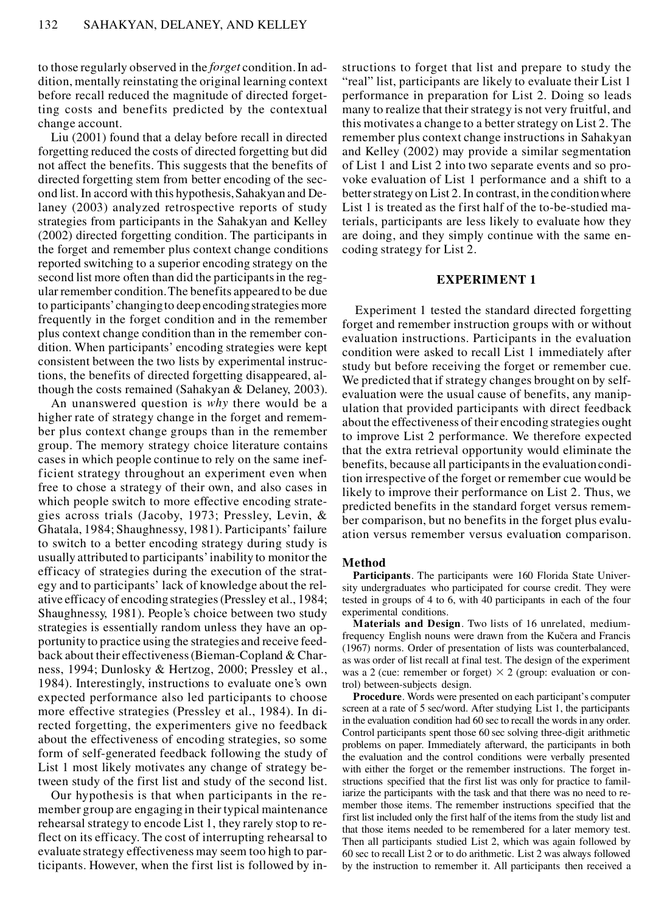to those regularly observed in the *forget* condition. In addition, mentally reinstating the original learning context before recall reduced the magnitude of directed forgetting costs and benefits predicted by the contextual change account.

Liu (2001) found that a delay before recall in directed forgetting reduced the costs of directed forgetting but did not affect the benefits. This suggests that the benefits of directed forgetting stem from better encoding of the second list. In accord with this hypothesis, Sahakyan and Delaney (2003) analyzed retrospective reports of study strategies from participants in the Sahakyan and Kelley (2002) directed forgetting condition. The participants in the forget and remember plus context change conditions reported switching to a superior encoding strategy on the second list more often than did the participants in the regular remember condition. The benefits appeared to be due to participants' changing to deep encoding strategies more frequently in the forget condition and in the remember plus context change condition than in the remember condition. When participants' encoding strategies were kept consistent between the two lists by experimental instructions, the benefits of directed forgetting disappeared, although the costs remained (Sahakyan & Delaney, 2003).

An unanswered question is *why* there would be a higher rate of strategy change in the forget and remember plus context change groups than in the remember group. The memory strategy choice literature contains cases in which people continue to rely on the same inefficient strategy throughout an experiment even when free to chose a strategy of their own, and also cases in which people switch to more effective encoding strategies across trials (Jacoby, 1973; Pressley, Levin, & Ghatala, 1984; Shaughnessy, 1981). Participants' failure to switch to a better encoding strategy during study is usually attributed to participants' inability to monitor the efficacy of strategies during the execution of the strategy and to participants' lack of knowledge about the relative efficacy of encoding strategies (Pressley et al., 1984; Shaughnessy, 1981). People's choice between two study strategies is essentially random unless they have an opportunity to practice using the strategies and receive feedback about their effectiveness (Bieman-Copland & Charness, 1994; Dunlosky & Hertzog, 2000; Pressley et al., 1984). Interestingly, instructions to evaluate one's own expected performance also led participants to choose more effective strategies (Pressley et al., 1984). In directed forgetting, the experimenters give no feedback about the effectiveness of encoding strategies, so some form of self-generated feedback following the study of List 1 most likely motivates any change of strategy between study of the first list and study of the second list.

Our hypothesis is that when participants in the remember group are engaging in their typical maintenance rehearsal strategy to encode List 1, they rarely stop to reflect on its efficacy. The cost of interrupting rehearsal to evaluate strategy effectiveness may seem too high to participants. However, when the first list is followed by instructions to forget that list and prepare to study the "real" list, participants are likely to evaluate their List 1 performance in preparation for List 2. Doing so leads many to realize that their strategy is not very fruitful, and this motivates a change to a better strategy on List 2. The remember plus context change instructions in Sahakyan and Kelley (2002) may provide a similar segmentation of List 1 and List 2 into two separate events and so provoke evaluation of List 1 performance and a shift to a better strategy on List 2. In contrast, in the condition where List 1 is treated as the first half of the to-be-studied materials, participants are less likely to evaluate how they are doing, and they simply continue with the same encoding strategy for List 2.

## EXPERIMENT 1

Experiment 1 tested the standard directed forgetting forget and remember instruction groups with or without evaluation instructions. Participants in the evaluation condition were asked to recall List 1 immediately after study but before receiving the forget or remember cue. We predicted that if strategy changes brought on by self-evaluation were the usual cause of benefits, any manipulation that provided participants with direct feedback about the effectiveness of their encoding strategies ought to improve List 2 performance. We therefore expected that the extra retrieval opportunity would eliminate the benefits, because all participants in the evaluation condition irrespective of the forget or remember cue would be likely to improve their performance on List 2. Thus, we predicted benefits in the standard forget versus remember comparison, but no benefits in the forget plus evaluation versus remember versus evaluation comparison.

### Method

**Participants**. The participants were 160 Florida State University undergraduates who participated for course credit. They were tested in groups of 4 to 6, with 40 participants in each of the four experimental conditions.

**Materials and Design**. Two lists of 16 unrelated, medium-frequency English nouns were drawn from the Kučera and Francis (1967) norms. Order of presentation of lists was counterbalanced, as was order of list recall at final test. The design of the experiment was a 2 (cue: remember or forget) × 2 (group: evaluation or control) between-subjects design.

**Procedure**. Words were presented on each participant's computer screen at a rate of 5 sec/word. After studying List 1, the participants in the evaluation condition had 60 sec to recall the words in any order. Control participants spent those 60 sec solving three-digit arithmetic problems on paper. Immediately afterward, the participants in both the evaluation and the control conditions were verbally presented with either the forget or the remember instructions. The forget instructions specified that the first list was only for practice to familiarize the participants with the task and that there was no need to remember those items. The remember instructions specified that the first list included only the first half of the items from the study list and that those items needed to be remembered for a later memory test. Then all participants studied List 2, which was again followed by 60 sec to recall List 2 or to do arithmetic. List 2 was always followed by the instruction to remember it. All participants then received a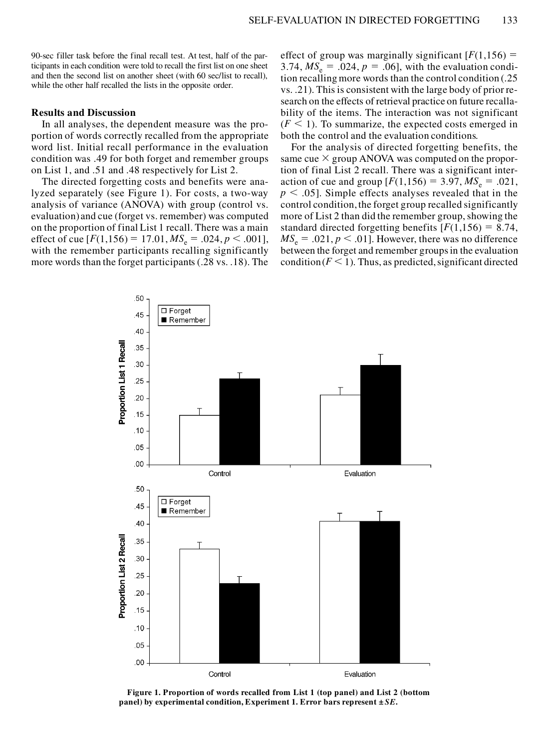90-sec filler task before the final recall test. At test, half of the participants in each condition were told to recall the first list on one sheet and then the second list on another sheet (with 60 sec/list to recall), while the other half recalled the lists in the opposite order.

## Results and Discussion

In all analyses, the dependent measure was the proportion of words correctly recalled from the appropriate word list. Initial recall performance in the evaluation condition was .49 for both forget and remember groups on List 1, and .51 and .48 respectively for List 2.

The directed forgetting costs and benefits were analyzed separately (see Figure 1). For costs, a two-way analysis of variance (ANOVA) with group (control vs. evaluation) and cue (forget vs. remember) was computed on the proportion of final List 1 recall. There was a main effect of cue [$F(1,156) = 17.01$, $MS_e = .024$, $p < .001$], with the remember participants recalling significantly more words than the forget participants (.28 vs. .18). The effect of group was marginally significant [$F(1,156) = 3.74$, $MS_e = .024$, $p = .06$], with the evaluation condition recalling more words than the control condition (.25 vs. .21). This is consistent with the large body of prior research on the effects of retrieval practice on future recallability of the items. The interaction was not significant ($F < 1$). To summarize, the expected costs emerged in both the control and the evaluation conditions.

For the analysis of directed forgetting benefits, the same cue × group ANOVA was computed on the proportion of final List 2 recall. There was a significant interaction of cue and group [$F(1,156) = 3.97$, $MS_e = .021$, $p < .05$]. Simple effects analyses revealed that in the control condition, the forget group recalled significantly more of List 2 than did the remember group, showing the standard directed forgetting benefits [$F(1,156) = 8.74$, $MS_e = .021$, $p < .01$]. However, there was no difference between the forget and remember groups in the evaluation condition ($F < 1$). Thus, as predicted, significant directed

**Figure 1. Proportion of words recalled from List 1 (top panel) and List 2 (bottom panel) by experimental condition, Experiment 1. Error bars represent ±*SE*.**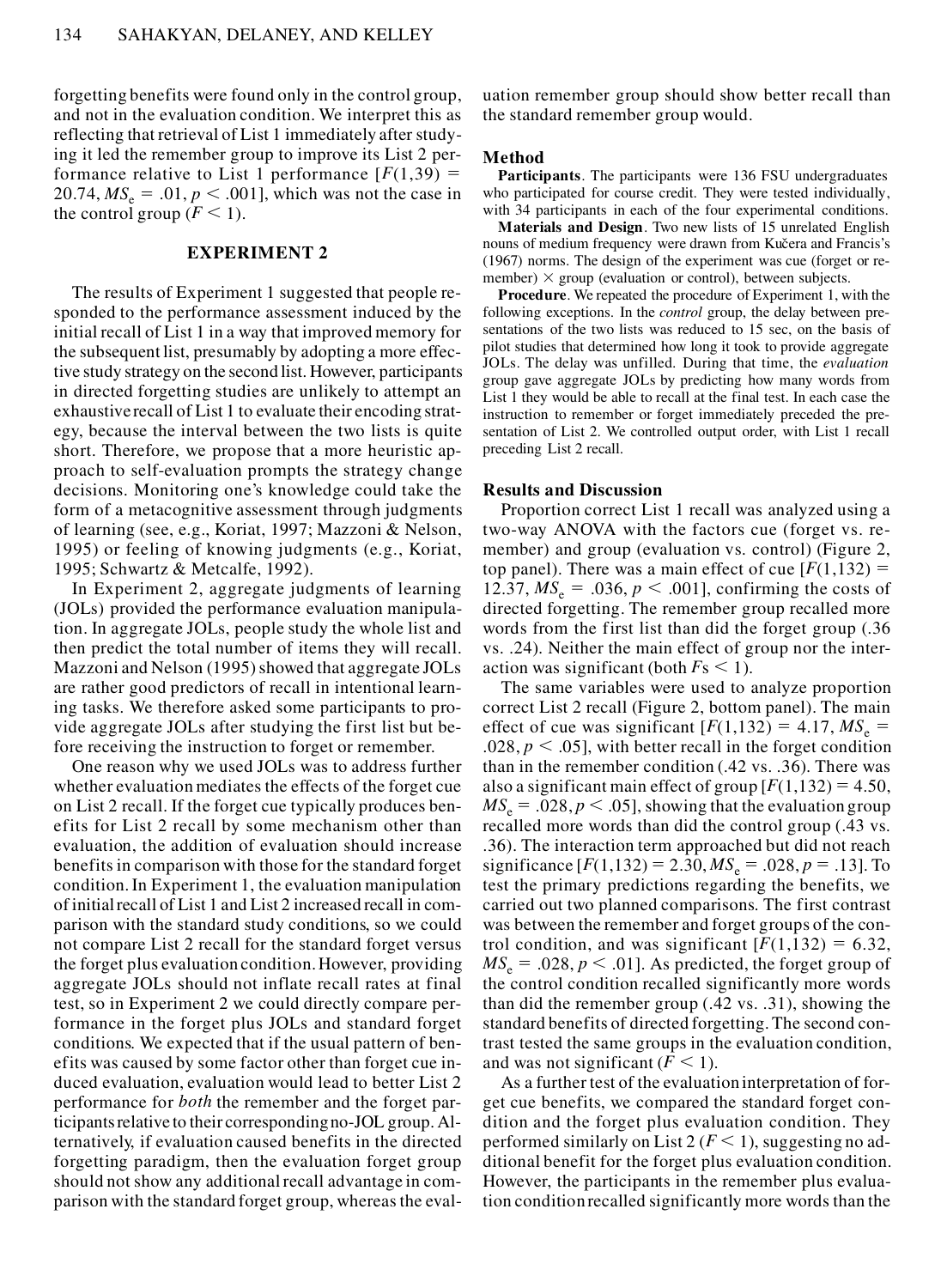forgetting benefits were found only in the control group, and not in the evaluation condition. We interpret this as reflecting that retrieval of List 1 immediately after studying it led the remember group to improve its List 2 performance relative to List 1 performance [$F(1,39) = 20.74$, $MS_e = .01$, $p < .001$], which was not the case in the control group ($F < 1$).

## EXPERIMENT 2

The results of Experiment 1 suggested that people responded to the performance assessment induced by the initial recall of List 1 in a way that improved memory for the subsequent list, presumably by adopting a more effective study strategy on the second list. However, participants in directed forgetting studies are unlikely to attempt an exhaustive recall of List 1 to evaluate their encoding strategy, because the interval between the two lists is quite short. Therefore, we propose that a more heuristic approach to self-evaluation prompts the strategy change decisions. Monitoring one's knowledge could take the form of a metacognitive assessment through judgments of learning (see, e.g., Koriat, 1997; Mazzoni & Nelson, 1995) or feeling of knowing judgments (e.g., Koriat, 1995; Schwartz & Metcalfe, 1992).

In Experiment 2, aggregate judgments of learning (JOLs) provided the performance evaluation manipulation. In aggregate JOLs, people study the whole list and then predict the total number of items they will recall. Mazzoni and Nelson (1995) showed that aggregate JOLs are rather good predictors of recall in intentional learning tasks. We therefore asked some participants to provide aggregate JOLs after studying the first list but before receiving the instruction to forget or remember.

One reason why we used JOLs was to address further whether evaluation mediates the effects of the forget cue on List 2 recall. If the forget cue typically produces benefits for List 2 recall by some mechanism other than evaluation, the addition of evaluation should increase benefits in comparison with those for the standard forget condition. In Experiment 1, the evaluation manipulation of initial recall of List 1 and List 2 increased recall in comparison with the standard study conditions, so we could not compare List 2 recall for the standard forget versus the forget plus evaluation condition. However, providing aggregate JOLs should not inflate recall rates at final test, so in Experiment 2 we could directly compare performance in the forget plus JOLs and standard forget conditions. We expected that if the usual pattern of benefits was caused by some factor other than forget cue induced evaluation, evaluation would lead to better List 2 performance for *both* the remember and the forget participants relative to their corresponding no-JOL group. Alternatively, if evaluation caused benefits in the directed forgetting paradigm, then the evaluation forget group should not show any additional recall advantage in comparison with the standard forget group, whereas the evaluation remember group should show better recall than the standard remember group would.

### Method

**Participants**. The participants were 136 FSU undergraduates who participated for course credit. They were tested individually, with 34 participants in each of the four experimental conditions.

**Materials and Design**. Two new lists of 15 unrelated English nouns of medium frequency were drawn from Kučera and Francis's (1967) norms. The design of the experiment was cue (forget or remember) × group (evaluation or control), between subjects.

**Procedure**. We repeated the procedure of Experiment 1, with the following exceptions. In the *control* group, the delay between presentations of the two lists was reduced to 15 sec, on the basis of pilot studies that determined how long it took to provide aggregate JOLs. The delay was unfilled. During that time, the *evaluation* group gave aggregate JOLs by predicting how many words from List 1 they would be able to recall at the final test. In each case the instruction to remember or forget immediately preceded the presentation of List 2. We controlled output order, with List 1 recall preceding List 2 recall.

### Results and Discussion

Proportion correct List 1 recall was analyzed using a two-way ANOVA with the factors cue (forget vs. remember) and group (evaluation vs. control) (Figure 2, top panel). There was a main effect of cue [$F(1,132) = 12.37$, $MS_e = .036$, $p < .001$], confirming the costs of directed forgetting. The remember group recalled more words from the first list than did the forget group (.36 vs. .24). Neither the main effect of group nor the interaction was significant (both $F$s $< 1$).

The same variables were used to analyze proportion correct List 2 recall (Figure 2, bottom panel). The main effect of cue was significant [$F(1,132) = 4.17$, $MS_e = .028$, $p < .05$], with better recall in the forget condition than in the remember condition (.42 vs. .36). There was also a significant main effect of group [$F(1,132) = 4.50$, $MS_e = .028$, $p < .05$], showing that the evaluation group recalled more words than did the control group (.43 vs. .36). The interaction term approached but did not reach significance [$F(1,132) = 2.30$, $MS_e = .028$, $p = .13$]. To test the primary predictions regarding the benefits, we carried out two planned comparisons. The first contrast was between the remember and forget groups of the control condition, and was significant [$F(1,132) = 6.32$, $MS_e = .028$, $p < .01$]. As predicted, the forget group of the control condition recalled significantly more words than did the remember group (.42 vs. .31), showing the standard benefits of directed forgetting. The second contrast tested the same groups in the evaluation condition, and was not significant ($F < 1$).

As a further test of the evaluation interpretation of forget cue benefits, we compared the standard forget condition and the forget plus evaluation condition. They performed similarly on List 2 ($F < 1$), suggesting no additional benefit for the forget plus evaluation condition. However, the participants in the remember plus evaluation condition recalled significantly more words than the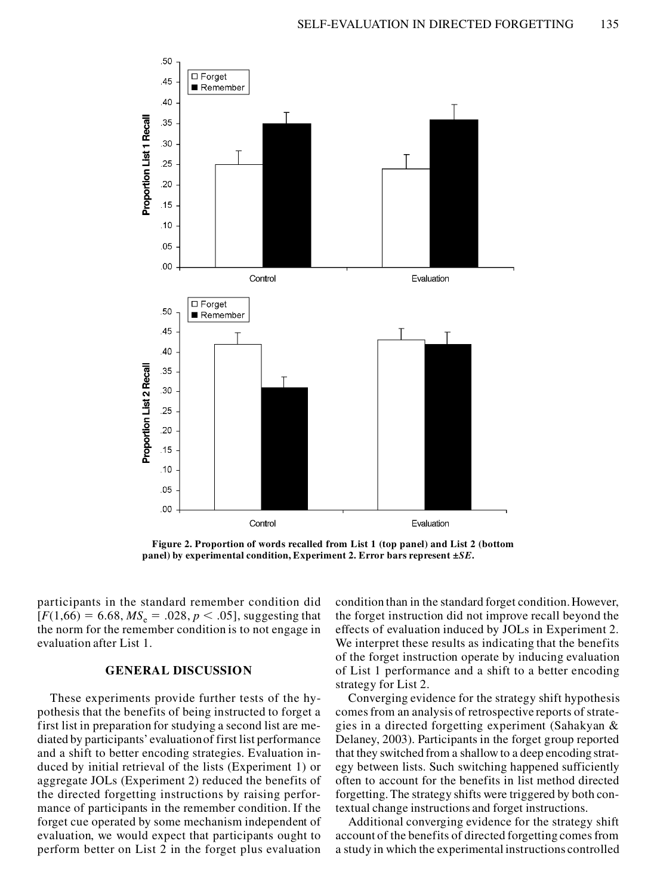Figure 2. Proportion of words recalled from List 1 (top panel) and List 2 (bottom panel) by experimental condition, Experiment 2. Error bars represent ±*SE*.

participants in the standard remember condition did [$F(1,66) = 6.68$, $MS_e = .028$, $p < .05$], suggesting that the norm for the remember condition is to not engage in evaluation after List 1.

## GENERAL DISCUSSION

These experiments provide further tests of the hypothesis that the benefits of being instructed to forget a first list in preparation for studying a second list are mediated by participants' evaluation of first list performance and a shift to better encoding strategies. Evaluation induced by initial retrieval of the lists (Experiment 1) or aggregate JOLs (Experiment 2) reduced the benefits of the directed forgetting instructions by raising performance of participants in the remember condition. If the forget cue operated by some mechanism independent of evaluation, we would expect that participants ought to perform better on List 2 in the forget plus evaluation condition than in the standard forget condition. However, the forget instruction did not improve recall beyond the effects of evaluation induced by JOLs in Experiment 2. We interpret these results as indicating that the benefits of the forget instruction operate by inducing evaluation of List 1 performance and a shift to a better encoding strategy for List 2.

Converging evidence for the strategy shift hypothesis comes from an analysis of retrospective reports of strategies in a directed forgetting experiment (Sahakyan & Delaney, 2003). Participants in the forget group reported that they switched from a shallow to a deep encoding strategy between lists. Such switching happened sufficiently often to account for the benefits in list method directed forgetting. The strategy shifts were triggered by both contextual change instructions and forget instructions.

Additional converging evidence for the strategy shift account of the benefits of directed forgetting comes from a study in which the experimental instructions controlled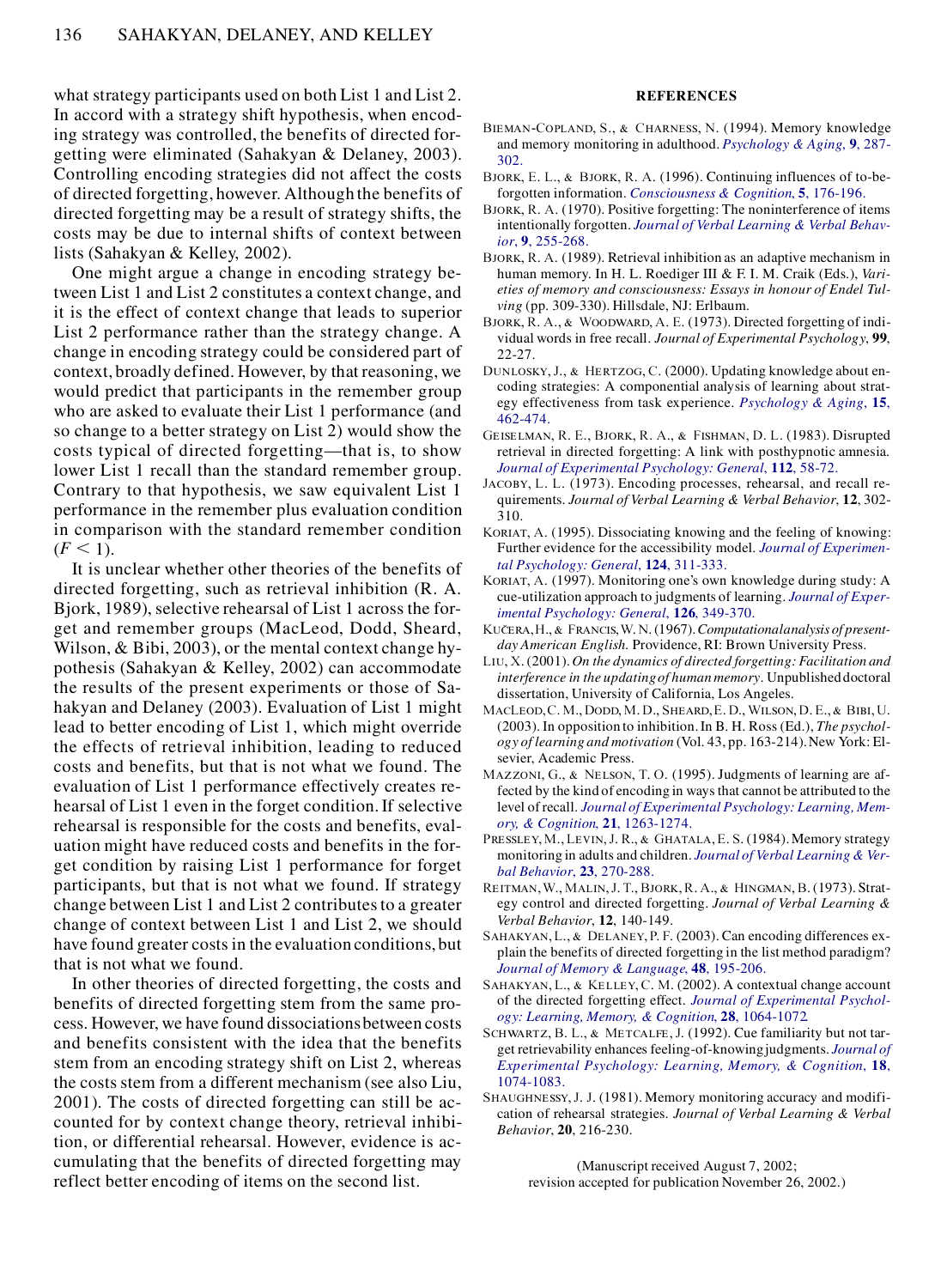what strategy participants used on both List 1 and List 2. In accord with a strategy shift hypothesis, when encoding strategy was controlled, the benefits of directed forgetting were eliminated (Sahakyan & Delaney, 2003). Controlling encoding strategies did not affect the costs of directed forgetting, however. Although the benefits of directed forgetting may be a result of strategy shifts, the costs may be due to internal shifts of context between lists (Sahakyan & Kelley, 2002).

One might argue a change in encoding strategy between List 1 and List 2 constitutes a context change, and it is the effect of context change that leads to superior List 2 performance rather than the strategy change. A change in encoding strategy could be considered part of context, broadly defined. However, by that reasoning, we would predict that participants in the remember group who are asked to evaluate their List 1 performance (and so change to a better strategy on List 2) would show the costs typical of directed forgetting—that is, to show lower List 1 recall than the standard remember group. Contrary to that hypothesis, we saw equivalent List 1 performance in the remember plus evaluation condition in comparison with the standard remember condition ($F < 1$).

It is unclear whether other theories of the benefits of directed forgetting, such as retrieval inhibition (R. A. Bjork, 1989), selective rehearsal of List 1 across the forget and remember groups (MacLeod, Dodd, Sheard, Wilson, & Bibi, 2003), or the mental context change hypothesis (Sahakyan & Kelley, 2002) can accommodate the results of the present experiments or those of Sahakyan and Delaney (2003). Evaluation of List 1 might lead to better encoding of List 1, which might override the effects of retrieval inhibition, leading to reduced costs and benefits, but that is not what we found. The evaluation of List 1 performance effectively creates rehearsal of List 1 even in the forget condition. If selective rehearsal is responsible for the costs and benefits, evaluation might have reduced costs and benefits in the forget condition by raising List 1 performance for forget participants, but that is not what we found. If strategy change between List 1 and List 2 contributes to a greater change of context between List 1 and List 2, we should have found greater costs in the evaluation conditions, but that is not what we found.

In other theories of directed forgetting, the costs and benefits of directed forgetting stem from the same process. However, we have found dissociations between costs and benefits consistent with the idea that the benefits stem from an encoding strategy shift on List 2, whereas the costs stem from a different mechanism (see also Liu, 2001). The costs of directed forgetting can still be accounted for by context change theory, retrieval inhibition, or differential rehearsal. However, evidence is accumulating that the benefits of directed forgetting may reflect better encoding of items on the second list.

## REFERENCES

Bieman-Copland, S., & Charness, N. (1994). Memory knowledge and memory monitoring in adulthood. *Psychology & Aging*, **9**, 287-302.

Bjork, E. L., & Bjork, R. A. (1996). Continuing influences of to-be-forgotten information. *Consciousness & Cognition*, **5**, 176-196.

Bjork, R. A. (1970). Positive forgetting: The noninterference of items intentionally forgotten. *Journal of Verbal Learning & Verbal Behavior*, **9**, 255-268.

Bjork, R. A. (1989). Retrieval inhibition as an adaptive mechanism in human memory. In H. L. Roediger III & F. I. M. Craik (Eds.), *Varieties of memory and consciousness: Essays in honour of Endel Tulving* (pp. 309-330). Hillsdale, NJ: Erlbaum.

Bjork, R. A., & Woodward, A. E. (1973). Directed forgetting of individual words in free recall. *Journal of Experimental Psychology*, **99**, 22-27.

Dunlosky, J., & Hertzog, C. (2000). Updating knowledge about encoding strategies: A componential analysis of learning about strategy effectiveness from task experience. *Psychology & Aging*, **15**, 462-474.

Geiselman, R. E., Bjork, R. A., & Fishman, D. L. (1983). Disrupted retrieval in directed forgetting: A link with posthypnotic amnesia. *Journal of Experimental Psychology: General*, **112**, 58-72.

Jacoby, L. L. (1973). Encoding processes, rehearsal, and recall requirements. *Journal of Verbal Learning & Verbal Behavior*, **12**, 302-310.

Koriat, A. (1995). Dissociating knowing and the feeling of knowing: Further evidence for the accessibility model. *Journal of Experimental Psychology: General*, **124**, 311-333.

Koriat, A. (1997). Monitoring one's own knowledge during study: A cue-utilization approach to judgments of learning. *Journal of Experimental Psychology: General*, **126**, 349-370.

Kučera, H., & Francis, W. N. (1967). *Computational analysis of present-day American English*. Providence, RI: Brown University Press.

Liu, X. (2001). *On the dynamics of directed forgetting: Facilitation and interference in the updating of human memory*. Unpublished doctoral dissertation, University of California, Los Angeles.

MacLeod, C. M., Dodd, M. D., Sheard, E. D., Wilson, D. E., & Bibi, U. (2003). In opposition to inhibition. In B. H. Ross (Ed.), *The psychology of learning and motivation* (Vol. 43, pp. 163-214). New York: Elsevier, Academic Press.

Mazzoni, G., & Nelson, T. O. (1995). Judgments of learning are affected by the kind of encoding in ways that cannot be attributed to the level of recall. *Journal of Experimental Psychology: Learning, Memory, & Cognition*, **21**, 1263-1274.

Pressley, M., Levin, J. R., & Ghatala, E. S. (1984). Memory strategy monitoring in adults and children. *Journal of Verbal Learning & Verbal Behavior*, **23**, 270-288.

Reitman, W., Malin, J. T., Bjork, R. A., & Hingman, B. (1973). Strategy control and directed forgetting. *Journal of Verbal Learning & Verbal Behavior*, **12**, 140-149.

Sahakyan, L., & Delaney, P. F. (2003). Can encoding differences explain the benefits of directed forgetting in the list method paradigm? *Journal of Memory & Language*, **48**, 195-206.

Sahakyan, L., & Kelley, C. M. (2002). A contextual change account of the directed forgetting effect. *Journal of Experimental Psychology: Learning, Memory, & Cognition*, **28**, 1064-1072.

Schwartz, B. L., & Metcalfe, J. (1992). Cue familiarity but not target retrievability enhances feeling-of-knowing judgments. *Journal of Experimental Psychology: Learning, Memory, & Cognition*, **18**, 1074-1083.

Shaughnessy, J. J. (1981). Memory monitoring accuracy and modification of rehearsal strategies. *Journal of Verbal Learning & Verbal Behavior*, **20**, 216-230.

(Manuscript received August 7, 2002;
revision accepted for publication November 26, 2002.)